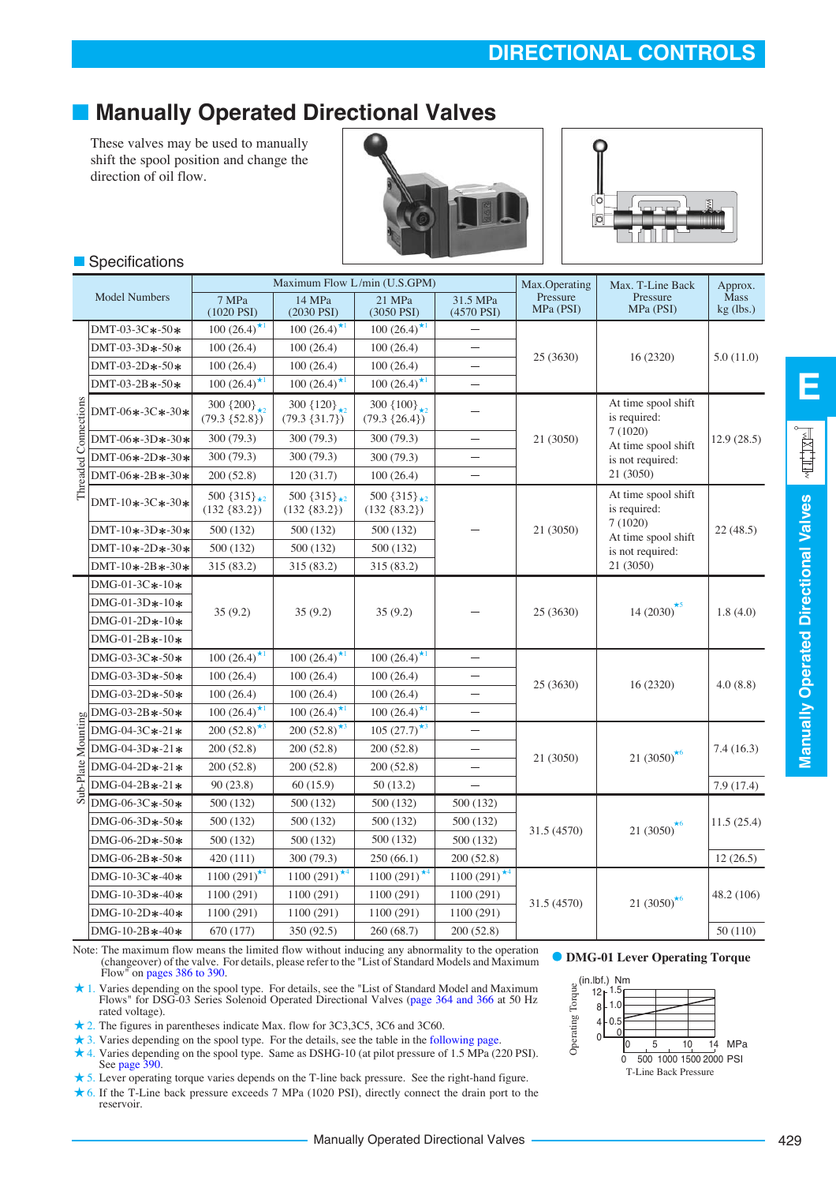# Manually Operated Directional Valves

These valves may be used to manually shift the spool position and change the direction of oil flow.

## Specifications

| | Model Numbers | Maximum Flow L/min (U.S.GPM) 7 MPa (1020 PSI) | 14 MPa (2030 PSI) | 21 MPa (3050 PSI) | 31.5 MPa (4570 PSI) | Max.Operating Pressure MPa (PSI) | Max. T-Line Back Pressure MPa (PSI) | Approx. Mass kg (lbs.) |
|---|---|---|---|---|---|---|---|---|
| Threaded Connections | DMT-03-3C∗-50∗ | 100 (26.4) ★1 | 100 (26.4) ★1 | 100 (26.4) ★1 | — | 25 (3630) | 16 (2320) | 5.0 (11.0) |
| | DMT-03-3D∗-50∗ | 100 (26.4) | 100 (26.4) | 100 (26.4) | — | | | |
| | DMT-03-2D∗-50∗ | 100 (26.4) | 100 (26.4) | 100 (26.4) | — | | | |
| | DMT-03-2B∗-50∗ | 100 (26.4) ★1 | 100 (26.4) ★1 | 100 (26.4) ★1 | — | | | |
| | DMT-06∗-3C∗-30∗ | 300 {200} ★2 (79.3 {52.8}) | 300 {120} ★2 (79.3 {31.7}) | 300 {100} ★2 (79.3 {26.4}) | — | 21 (3050) | At time spool shift is required: 7 (1020) At time spool shift is not required: 21 (3050) | 12.9 (28.5) |
| | DMT-06∗-3D∗-30∗ | 300 (79.3) | 300 (79.3) | 300 (79.3) | — | | | |
| | DMT-06∗-2D∗-30∗ | 300 (79.3) | 300 (79.3) | 300 (79.3) | — | | | |
| | DMT-06∗-2B∗-30∗ | 200 (52.8) | 120 (31.7) | 100 (26.4) | — | | | |
| | DMT-10∗-3C∗-30∗ | 500 {315} ★2 (132 {83.2}) | 500 {315} ★2 (132 {83.2}) | 500 {315} ★2 (132 {83.2}) | — | 21 (3050) | At time spool shift is required: 7 (1020) At time spool shift is not required: 21 (3050) | 22 (48.5) |
| | DMT-10∗-3D∗-30∗ | 500 (132) | 500 (132) | 500 (132) | | | | |
| | DMT-10∗-2D∗-30∗ | 500 (132) | 500 (132) | 500 (132) | | | | |
| | DMT-10∗-2B∗-30∗ | 315 (83.2) | 315 (83.2) | 315 (83.2) | | | | |
| Sub-Plate Mounting | DMG-01-3C∗-10∗ | 35 (9.2) | 35 (9.2) | 35 (9.2) | — | 25 (3630) | 14 (2030) ★5 | 1.8 (4.0) |
| | DMG-01-3D∗-10∗ | | | | | | | |
| | DMG-01-2D∗-10∗ | | | | | | | |
| | DMG-01-2B∗-10∗ | | | | | | | |
| | DMG-03-3C∗-50∗ | 100 (26.4) ★1 | 100 (26.4) ★1 | 100 (26.4) ★1 | — | 25 (3630) | 16 (2320) | 4.0 (8.8) |
| | DMG-03-3D∗-50∗ | 100 (26.4) | 100 (26.4) | 100 (26.4) | — | | | |
| | DMG-03-2D∗-50∗ | 100 (26.4) | 100 (26.4) | 100 (26.4) | — | | | |
| | DMG-03-2B∗-50∗ | 100 (26.4) ★1 | 100 (26.4) ★1 | 100 (26.4) ★1 | — | | | |
| | DMG-04-3C∗-21∗ | 200 (52.8) ★3 | 200 (52.8) ★3 | 105 (27.7) ★3 | — | 21 (3050) | 21 (3050) ★6 | 7.4 (16.3) |
| | DMG-04-3D∗-21∗ | 200 (52.8) | 200 (52.8) | 200 (52.8) | — | | | |
| | DMG-04-2D∗-21∗ | 200 (52.8) | 200 (52.8) | 200 (52.8) | — | | | |
| | DMG-04-2B∗-21∗ | 90 (23.8) | 60 (15.9) | 50 (13.2) | — | | | 7.9 (17.4) |
| | DMG-06-3C∗-50∗ | 500 (132) | 500 (132) | 500 (132) | 500 (132) | 31.5 (4570) | 21 (3050) ★6 | 11.5 (25.4) |
| | DMG-06-3D∗-50∗ | 500 (132) | 500 (132) | 500 (132) | 500 (132) | | | |
| | DMG-06-2D∗-50∗ | 500 (132) | 500 (132) | 500 (132) | 500 (132) | | | |
| | DMG-06-2B∗-50∗ | 420 (111) | 300 (79.3) | 250 (66.1) | 200 (52.8) | | | 12 (26.5) |
| | DMG-10-3C∗-40∗ | 1100 (291) ★4 | 1100 (291) ★4 | 1100 (291) ★4 | 1100 (291) ★4 | 31.5 (4570) | 21 (3050) ★6 | 48.2 (106) |
| | DMG-10-3D∗-40∗ | 1100 (291) | 1100 (291) | 1100 (291) | 1100 (291) | | | |
| | DMG-10-2D∗-40∗ | 1100 (291) | 1100 (291) | 1100 (291) | 1100 (291) | | | |
| | DMG-10-2B∗-40∗ | 670 (177) | 350 (92.5) | 260 (68.7) | 200 (52.8) | | | 50 (110) |

Note: The maximum flow means the limited flow without inducing any abnormality to the operation (changeover) of the valve. For details, please refer to the "List of Standard Models and Maximum Flow" on pages 386 to 390.

★1. Varies depending on the spool type. For details, see the "List of Standard Model and Maximum Flows" for DSG-03 Series Solenoid Operated Directional Valves (page 364 and 366 at 50 Hz rated voltage).

★2. The figures in parentheses indicate Max. flow for 3C3,3C5, 3C6 and 3C60.

★3. Varies depending on the spool type. For the details, see the table in the following page.

★4. Varies depending on the spool type. Same as DSHG-10 (at pilot pressure of 1.5 MPa (220 PSI). See page 390.

★5. Lever operating torque varies depends on the T-line back pressure. See the right-hand figure.

★6. If the T-Line back pressure exceeds 7 MPa (1020 PSI), directly connect the drain port to the reservoir.

**DMG-01 Lever Operating Torque**

Operating Torque (in.lbf.) Nm: 0 / 4 – 0.5 / 8 – 1.0 / 12 – 1.5

T-Line Back Pressure: 0, 5, 10, 14 MPa; 0, 500, 1000, 1500, 2000 PSI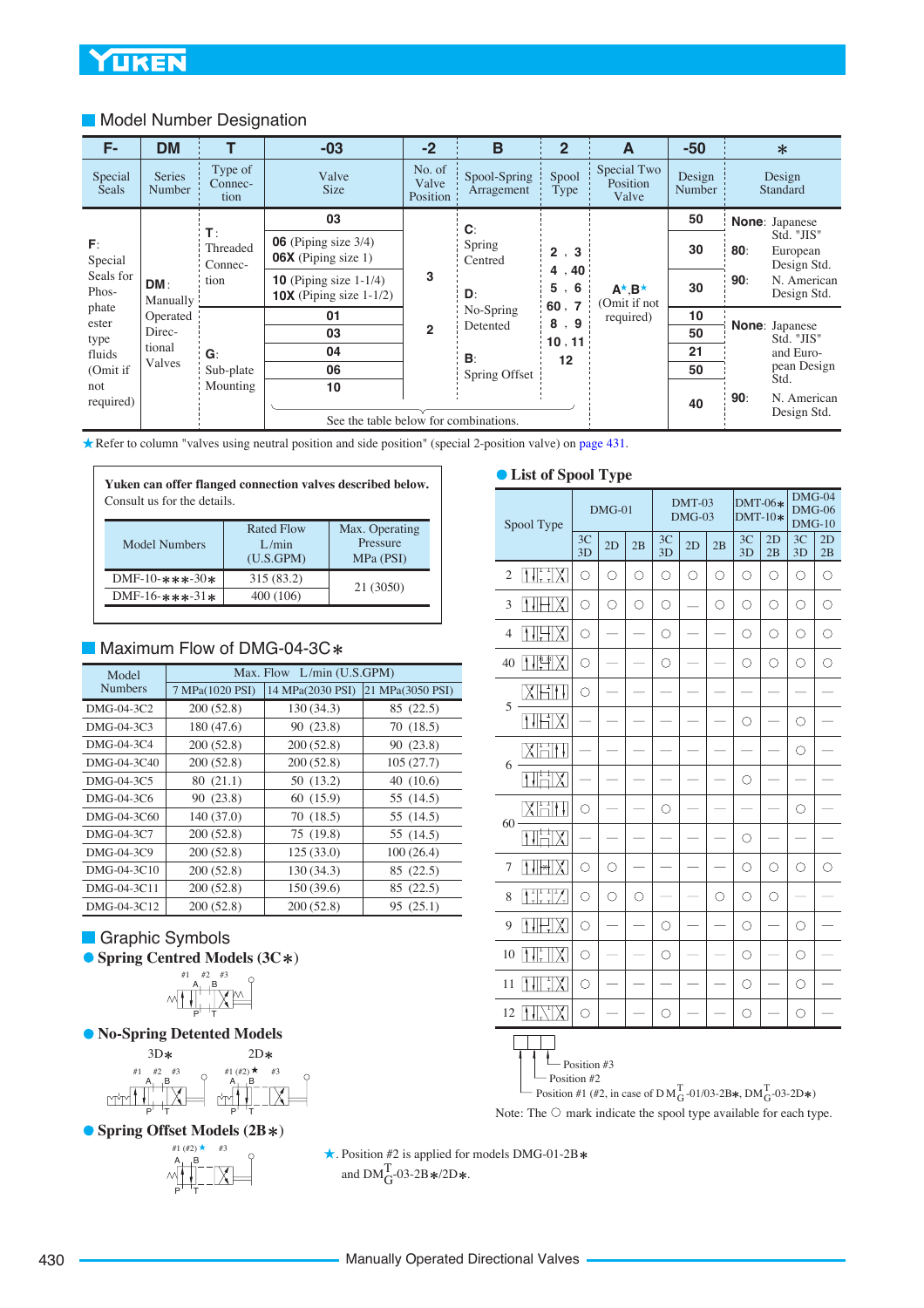## Model Number Designation

| F- | DM | T | -03 | -2 | B | 2 | A | -50 | * |
|---|---|---|---|---|---|---|---|---|---|
| Special Seals | Series Number | Type of Connection | Valve Size | No. of Valve Position | Spool-Spring Arragement | Spool Type | Special Two Position Valve | Design Number | Design Standard |
| F: Special Seals for Phosphate ester type fluids (Omit if not required) | DM: Manually Operated Directional Valves | T: Threaded Connection | 03 | 3 | C: Spring Centred | 2, 3, 4, 40, 5, 6, 60, 7, 8, 9, 10, 11, 12 | A★, B★ (Omit if not required) | 50 | None: Japanese Std. "JIS" |
| | | | 06 (Piping size 3/4) 06X (Piping size 1) | | | | | 30 | 80: European Design Std. |
| | | | 10 (Piping size 1-1/4) 10X (Piping size 1-1/2) | | D: No-Spring Detented | | | 30 | 90: N. American Design Std. |
| | | G: Sub-plate Mounting | 01 | 2 | | | | 10 | None: Japanese Std. "JIS" and European Design Std. |
| | | | 03 | | | | | 50 | |
| | | | 04 | | B: Spring Offset | | | 21 | |
| | | | 06 | | | | | 50 | |
| | | | 10 | | | | | 40 | 90: N. American Design Std. |

See the table below for combinations.

★Refer to column "valves using neutral position and side position" (special 2-position valve) on page 431.

**Yuken can offer flanged connection valves described below.**
Consult us for the details.

| Model Numbers | Rated Flow L/min (U.S.GPM) | Max. Operating Pressure MPa (PSI) |
|---|---|---|
| DMF-10-***-30* | 315 (83.2) | 21 (3050) |
| DMF-16-***-31* | 400 (106) | |

## Maximum Flow of DMG-04-3C*

| Model Numbers | Max. Flow L/min (U.S.GPM) | | |
|---|---|---|---|
| | 7 MPa(1020 PSI) | 14 MPa(2030 PSI) | 21 MPa(3050 PSI) |
| DMG-04-3C2 | 200 (52.8) | 130 (34.3) | 85 (22.5) |
| DMG-04-3C3 | 180 (47.6) | 90 (23.8) | 70 (18.5) |
| DMG-04-3C4 | 200 (52.8) | 200 (52.8) | 90 (23.8) |
| DMG-04-3C40 | 200 (52.8) | 200 (52.8) | 105 (27.7) |
| DMG-04-3C5 | 80 (21.1) | 50 (13.2) | 40 (10.6) |
| DMG-04-3C6 | 90 (23.8) | 60 (15.9) | 55 (14.5) |
| DMG-04-3C60 | 140 (37.0) | 70 (18.5) | 55 (14.5) |
| DMG-04-3C7 | 200 (52.8) | 75 (19.8) | 55 (14.5) |
| DMG-04-3C9 | 200 (52.8) | 125 (33.0) | 100 (26.4) |
| DMG-04-3C10 | 200 (52.8) | 130 (34.3) | 85 (22.5) |
| DMG-04-3C11 | 200 (52.8) | 150 (39.6) | 85 (22.5) |
| DMG-04-3C12 | 200 (52.8) | 200 (52.8) | 95 (25.1) |

## Graphic Symbols

### ● Spring Centred Models (3C*)

#1 #2 #3, A B, P T

### ● No-Spring Detented Models

3D* — #1 #2 #3, A B, P T

2D* — #1 (#2)★ #3, A B, P T

### ● Spring Offset Models (2B*)

#1 (#2)★ #3, A B, P T

### ● List of Spool Type

| Spool Type | DMG-01 | | | DMT-03 DMG-03 | | | DMT-06* DMT-10* | | DMG-04 DMG-06 DMG-10 | |
|---|---|---|---|---|---|---|---|---|---|---|
| | 3C 3D | 2D | 2B | 3C 3D | 2D | 2B | 3C 3D | 2D 2B | 3C 3D | 2D 2B |
| 2 | ○ | ○ | ○ | ○ | ○ | ○ | ○ | ○ | ○ | ○ |
| 3 | ○ | ○ | ○ | ○ | — | ○ | ○ | ○ | ○ | ○ |
| 4 | ○ | — | — | ○ | — | — | ○ | ○ | ○ | ○ |
| 40 | ○ | — | — | ○ | — | — | ○ | ○ | ○ | ○ |
| 5 | ○ | — | — | — | — | — | — | — | — | — |
| 5 | — | — | — | — | — | — | ○ | — | ○ | — |
| 6 | — | — | — | — | — | — | — | — | ○ | — |
| 6 | — | — | — | — | — | — | ○ | — | — | — |
| 60 | ○ | — | — | ○ | — | — | — | — | ○ | — |
| 60 | — | — | — | — | — | — | ○ | — | — | — |
| 7 | ○ | ○ | — | — | — | — | ○ | ○ | ○ | ○ |
| 8 | ○ | ○ | ○ | — | — | ○ | ○ | ○ | — | — |
| 9 | ○ | — | — | ○ | — | — | ○ | — | ○ | — |
| 10 | ○ | — | — | ○ | — | — | ○ | — | ○ | — |
| 11 | ○ | — | — | — | — | — | ○ | — | ○ | — |
| 12 | ○ | — | — | ○ | — | — | ○ | — | ○ | — |

Position #3
Position #2
Position #1 (#2, in case of $DM_G^T$-01/03-2B*, $DM_G^T$-03-2D*)

Note: The ○ mark indicate the spool type available for each type.

★. Position #2 is applied for models DMG-01-2B* and $DM_G^T$-03-2B*/2D*.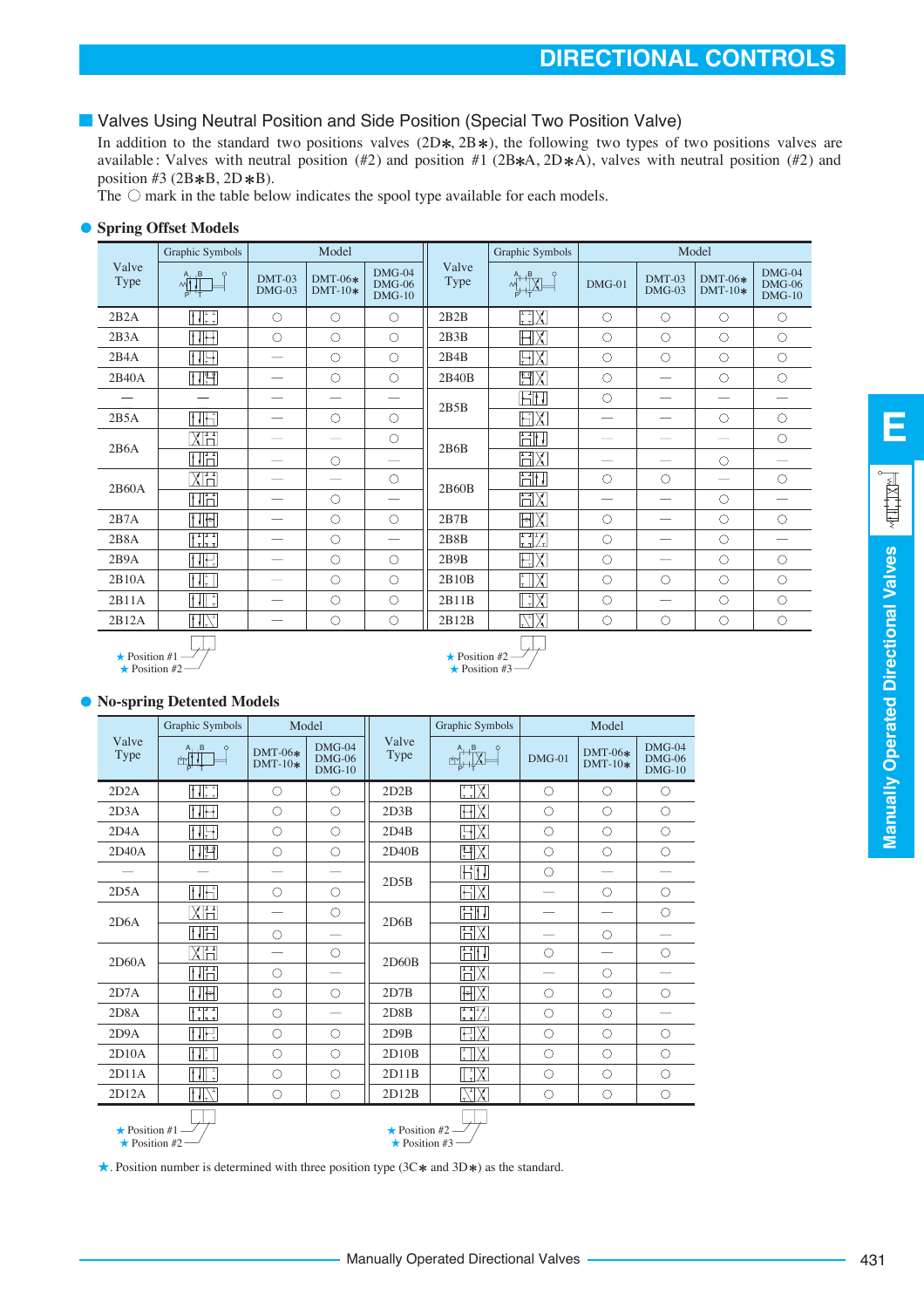## Valves Using Neutral Position and Side Position (Special Two Position Valve)

In addition to the standard two positions valves (2D∗, 2B∗), the following two types of two positions valves are available: Valves with neutral position (#2) and position #1 (2B∗A, 2D∗A), valves with neutral position (#2) and position #3 (2B∗B, 2D∗B).
The ○ mark in the table below indicates the spool type available for each models.

### ● Spring Offset Models

| Valve Type | Graphic Symbols | DMT-03 DMG-03 | DMT-06∗ DMT-10∗ | DMG-04 DMG-06 DMG-10 | Valve Type | Graphic Symbols | DMG-01 | DMT-03 DMG-03 | DMT-06∗ DMT-10∗ | DMG-04 DMG-06 DMG-10 |
|---|---|---|---|---|---|---|---|---|---|---|
| 2B2A | | ○ | ○ | ○ | 2B2B | | ○ | ○ | ○ | ○ |
| 2B3A | | ○ | ○ | ○ | 2B3B | | ○ | ○ | ○ | ○ |
| 2B4A | | — | ○ | ○ | 2B4B | | ○ | ○ | ○ | ○ |
| 2B40A | | — | ○ | ○ | 2B40B | | ○ | — | ○ | ○ |
| — | — | — | — | — | 2B5B | | ○ | — | — | — |
| 2B5A | | — | ○ | ○ | | | — | — | ○ | ○ |
| 2B6A | | — | — | ○ | 2B6B | | — | — | — | ○ |
| | | — | ○ | — | | | — | — | ○ | — |
| 2B60A | | — | — | ○ | 2B60B | | ○ | ○ | — | ○ |
| | | — | ○ | — | | | — | — | ○ | — |
| 2B7A | | — | ○ | ○ | 2B7B | | ○ | — | ○ | ○ |
| 2B8A | | — | ○ | — | 2B8B | | ○ | — | ○ | — |
| 2B9A | | — | ○ | ○ | 2B9B | | ○ | — | ○ | ○ |
| 2B10A | | — | ○ | ○ | 2B10B | | ○ | ○ | ○ | ○ |
| 2B11A | | — | ○ | ○ | 2B11B | | ○ | — | ○ | ○ |
| 2B12A | | — | ○ | ○ | 2B12B | | ○ | ○ | ○ | ○ |

★ Position #1 ★ Position #2 　　　★ Position #2 ★ Position #3

### ● No-spring Detented Models

| Valve Type | Graphic Symbols | DMT-06∗ DMT-10∗ | DMG-04 DMG-06 DMG-10 | Valve Type | Graphic Symbols | DMG-01 | DMT-06∗ DMT-10∗ | DMG-04 DMG-06 DMG-10 |
|---|---|---|---|---|---|---|---|---|
| 2D2A | | ○ | ○ | 2D2B | | ○ | ○ | ○ |
| 2D3A | | ○ | ○ | 2D3B | | ○ | ○ | ○ |
| 2D4A | | ○ | ○ | 2D4B | | ○ | ○ | ○ |
| 2D40A | | ○ | ○ | 2D40B | | ○ | ○ | ○ |
| — | — | — | — | 2D5B | | ○ | — | — |
| 2D5A | | ○ | ○ | | | — | ○ | ○ |
| 2D6A | | — | ○ | 2D6B | | — | — | ○ |
| | | ○ | — | | | — | ○ | — |
| 2D60A | | — | ○ | 2D60B | | ○ | — | ○ |
| | | ○ | — | | | — | ○ | — |
| 2D7A | | ○ | ○ | 2D7B | | ○ | ○ | ○ |
| 2D8A | | ○ | — | 2D8B | | ○ | ○ | — |
| 2D9A | | ○ | ○ | 2D9B | | ○ | ○ | ○ |
| 2D10A | | ○ | ○ | 2D10B | | ○ | ○ | ○ |
| 2D11A | | ○ | ○ | 2D11B | | ○ | ○ | ○ |
| 2D12A | | ○ | ○ | 2D12B | | ○ | ○ | ○ |

★ Position #1 ★ Position #2 　　　★ Position #2 ★ Position #3

★. Position number is determined with three position type (3C∗ and 3D∗) as the standard.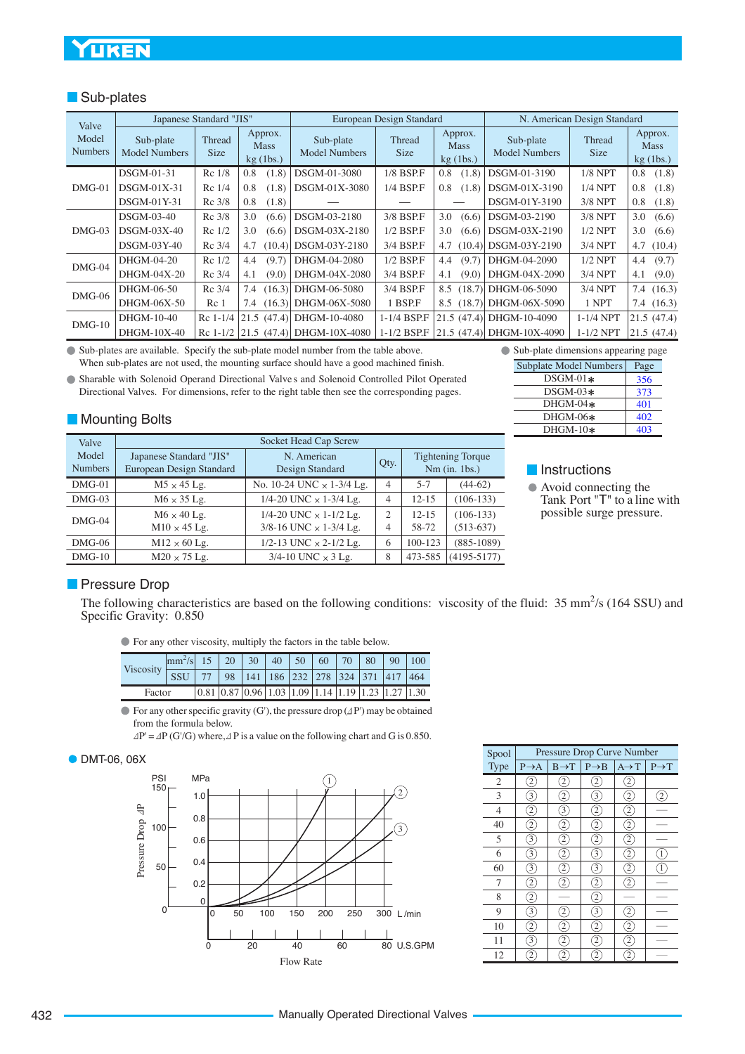## Sub-plates

| Valve Model Numbers | Japanese Standard "JIS" | | | European Design Standard | | | N. American Design Standard | | |
|---|---|---|---|---|---|---|---|---|---|
| | Sub-plate Model Numbers | Thread Size | Approx. Mass kg (lbs.) | Sub-plate Model Numbers | Thread Size | Approx. Mass kg (lbs.) | Sub-plate Model Numbers | Thread Size | Approx. Mass kg (lbs.) |
| DMG-01 | DSGM-01-31 | Rc 1/8 | 0.8 (1.8) | DSGM-01-3080 | 1/8 BSP.F | 0.8 (1.8) | DSGM-01-3190 | 1/8 NPT | 0.8 (1.8) |
| | DSGM-01X-31 | Rc 1/4 | 0.8 (1.8) | DSGM-01X-3080 | 1/4 BSP.F | 0.8 (1.8) | DSGM-01X-3190 | 1/4 NPT | 0.8 (1.8) |
| | DSGM-01Y-31 | Rc 3/8 | 0.8 (1.8) | — | — | — | DSGM-01Y-3190 | 3/8 NPT | 0.8 (1.8) |
| DMG-03 | DSGM-03-40 | Rc 3/8 | 3.0 (6.6) | DSGM-03-2180 | 3/8 BSP.F | 3.0 (6.6) | DSGM-03-2190 | 3/8 NPT | 3.0 (6.6) |
| | DSGM-03X-40 | Rc 1/2 | 3.0 (6.6) | DSGM-03X-2180 | 1/2 BSP.F | 3.0 (6.6) | DSGM-03X-2190 | 1/2 NPT | 3.0 (6.6) |
| | DSGM-03Y-40 | Rc 3/4 | 4.7 (10.4) | DSGM-03Y-2180 | 3/4 BSP.F | 4.7 (10.4) | DSGM-03Y-2190 | 3/4 NPT | 4.7 (10.4) |
| DMG-04 | DHGM-04-20 | Rc 1/2 | 4.4 (9.7) | DHGM-04-2080 | 1/2 BSP.F | 4.4 (9.7) | DHGM-04-2090 | 1/2 NPT | 4.4 (9.7) |
| | DHGM-04X-20 | Rc 3/4 | 4.1 (9.0) | DHGM-04X-2080 | 3/4 BSP.F | 4.1 (9.0) | DHGM-04X-2090 | 3/4 NPT | 4.1 (9.0) |
| DMG-06 | DHGM-06-50 | Rc 3/4 | 7.4 (16.3) | DHGM-06-5080 | 3/4 BSP.F | 8.5 (18.7) | DHGM-06-5090 | 3/4 NPT | 7.4 (16.3) |
| | DHGM-06X-50 | Rc 1 | 7.4 (16.3) | DHGM-06X-5080 | 1 BSP.F | 8.5 (18.7) | DHGM-06X-5090 | 1 NPT | 7.4 (16.3) |
| DMG-10 | DHGM-10-40 | Rc 1-1/4 | 21.5 (47.4) | DHGM-10-4080 | 1-1/4 BSP.F | 21.5 (47.4) | DHGM-10-4090 | 1-1/4 NPT | 21.5 (47.4) |
| | DHGM-10X-40 | Rc 1-1/2 | 21.5 (47.4) | DHGM-10X-4080 | 1-1/2 BSP.F | 21.5 (47.4) | DHGM-10X-4090 | 1-1/2 NPT | 21.5 (47.4) |

- Sub-plates are available. Specify the sub-plate model number from the table above. When sub-plates are not used, the mounting surface should have a good machined finish.
- Sharable with Solenoid Operand Directional Valves and Solenoid Controlled Pilot Operated Directional Valves. For dimensions, refer to the right table then see the corresponding pages.

- Sub-plate dimensions appearing page

| Subplate Model Numbers | Page |
|---|---|
| DSGM-01* | 356 |
| DSGM-03* | 373 |
| DHGM-04* | 401 |
| DHGM-06* | 402 |
| DHGM-10* | 403 |

## Mounting Bolts

| Valve Model Numbers | Socket Head Cap Screw | | | |
|---|---|---|---|---|
| | Japanese Standard "JIS" European Design Standard | N. American Design Standard | Qty. | Tightening Torque Nm (in. lbs.) |
| DMG-01 | M5 × 45 Lg. | No. 10-24 UNC × 1-3/4 Lg. | 4 | 5-7 (44-62) |
| DMG-03 | M6 × 35 Lg. | 1/4-20 UNC × 1-3/4 Lg. | 4 | 12-15 (106-133) |
| DMG-04 | M6 × 40 Lg. | 1/4-20 UNC × 1-1/2 Lg. | 2 | 12-15 (106-133) |
| | M10 × 45 Lg. | 3/8-16 UNC × 1-3/4 Lg. | 4 | 58-72 (513-637) |
| DMG-06 | M12 × 60 Lg. | 1/2-13 UNC × 2-1/2 Lg. | 6 | 100-123 (885-1089) |
| DMG-10 | M20 × 75 Lg. | 3/4-10 UNC × 3 Lg. | 8 | 473-585 (4195-5177) |

## Instructions

- Avoid connecting the Tank Port "T" to a line with possible surge pressure.

## Pressure Drop

The following characteristics are based on the following conditions: viscosity of the fluid: 35 $mm^2/s$ (164 SSU) and Specific Gravity: 0.850

- For any other viscosity, multiply the factors in the table below.

| Viscosity | $mm^2/s$ | 15 | 20 | 30 | 40 | 50 | 60 | 70 | 80 | 90 | 100 |
|---|---|---|---|---|---|---|---|---|---|---|---|
| | SSU | 77 | 98 | 141 | 186 | 232 | 278 | 324 | 371 | 417 | 464 |
| Factor | | 0.81 | 0.87 | 0.96 | 1.03 | 1.09 | 1.14 | 1.19 | 1.23 | 1.27 | 1.30 |

- For any other specific gravity (G'), the pressure drop ($\Delta P'$) may be obtained from the formula below.
  $\Delta P' = \Delta P\ (G'/G)$ where, $\Delta P$ is a value on the following chart and G is 0.850.

### DMT-06, 06X

| Spool Type | Pressure Drop Curve Number | | | | |
|---|---|---|---|---|---|
| | P→A | B→T | P→B | A→T | P→T |
| 2 | 2 | 2 | 2 | 2 | |
| 3 | 3 | 2 | 3 | 2 | 2 |
| 4 | 2 | 3 | 2 | 2 | — |
| 40 | 2 | 2 | 2 | 2 | — |
| 5 | 3 | 2 | 2 | 2 | — |
| 6 | 3 | 2 | 3 | 2 | 1 |
| 60 | 3 | 2 | 3 | 2 | 1 |
| 7 | 2 | 2 | 2 | 2 | — |
| 8 | 2 | — | 2 | — | — |
| 9 | 3 | 2 | 3 | 2 | — |
| 10 | 2 | 2 | 2 | 2 | — |
| 11 | 3 | 2 | 2 | 2 | — |
| 12 | 2 | 2 | 2 | 2 | — |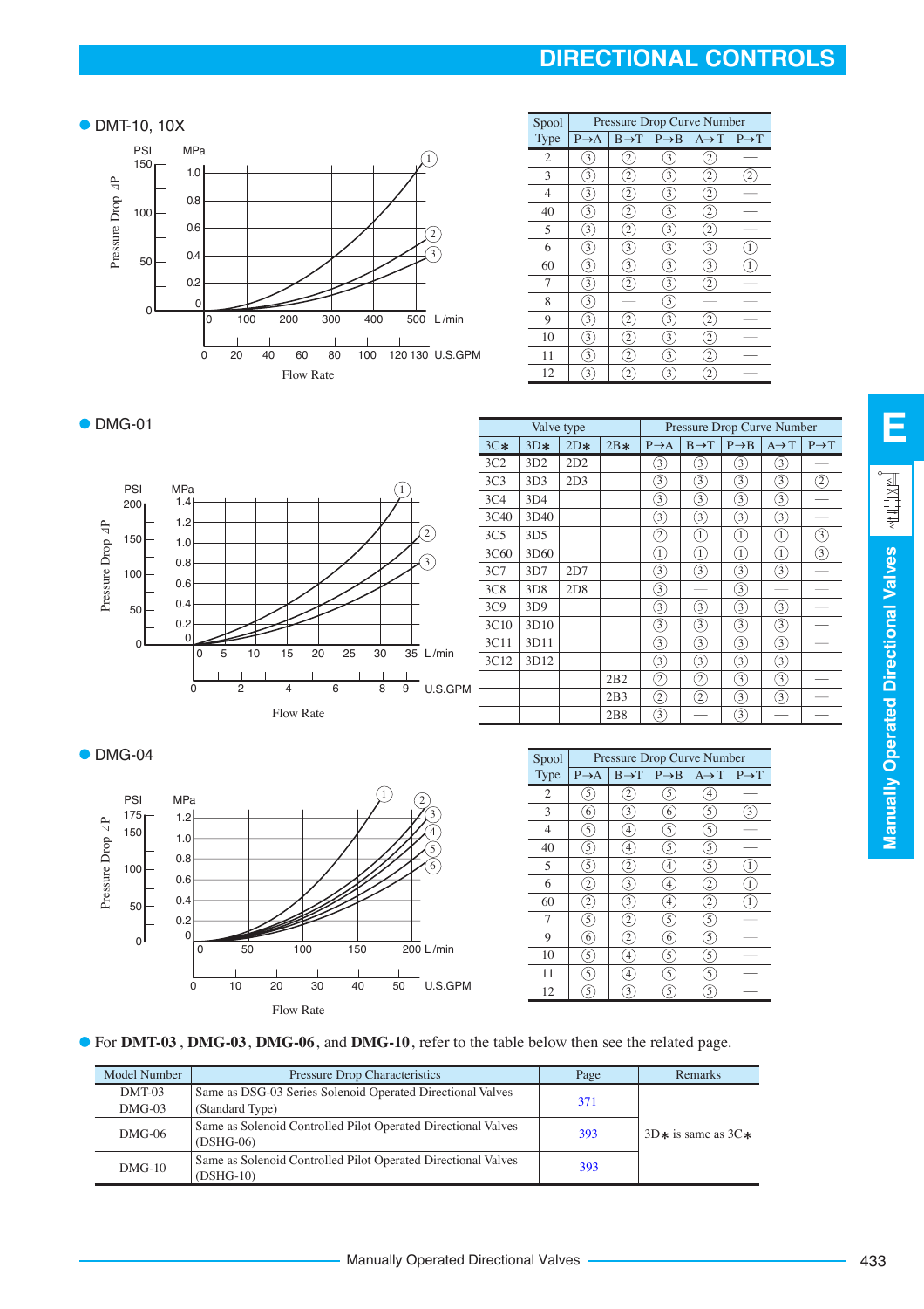# DIRECTIONAL CONTROLS

● DMT-10, 10X

| Spool Type | Pressure Drop Curve Number | | | | |
|---|---|---|---|---|---|
| | P→A | B→T | P→B | A→T | P→T |
| 2 | 3 | 2 | 3 | 2 | — |
| 3 | 3 | 2 | 3 | 2 | 2 |
| 4 | 3 | 2 | 3 | 2 | — |
| 40 | 3 | 2 | 3 | 2 | — |
| 5 | 3 | 2 | 3 | 2 | — |
| 6 | 3 | 3 | 3 | 3 | 1 |
| 60 | 3 | 3 | 3 | 3 | 1 |
| 7 | 3 | 2 | 3 | 2 | — |
| 8 | 3 | — | 3 | — | — |
| 9 | 3 | 2 | 3 | 2 | — |
| 10 | 3 | 2 | 3 | 2 | — |
| 11 | 3 | 2 | 3 | 2 | — |
| 12 | 3 | 2 | 3 | 2 | — |

● DMG-01

| Valve type | | | | Pressure Drop Curve Number | | | | |
|---|---|---|---|---|---|---|---|---|
| 3C* | 3D* | 2D* | 2B* | P→A | B→T | P→B | A→T | P→T |
| 3C2 | 3D2 | 2D2 | | 3 | 3 | 3 | 3 | — |
| 3C3 | 3D3 | 2D3 | | 3 | 3 | 3 | 3 | 2 |
| 3C4 | 3D4 | | | 3 | 3 | 3 | 3 | — |
| 3C40 | 3D40 | | | 3 | 3 | 3 | 3 | — |
| 3C5 | 3D5 | | | 2 | 1 | 1 | 1 | 3 |
| 3C60 | 3D60 | | | 1 | 1 | 1 | 1 | 3 |
| 3C7 | 3D7 | 2D7 | | 3 | 3 | 3 | 3 | — |
| 3C8 | 3D8 | 2D8 | | 3 | — | 3 | — | — |
| 3C9 | 3D9 | | | 3 | 3 | 3 | 3 | — |
| 3C10 | 3D10 | | | 3 | 3 | 3 | 3 | — |
| 3C11 | 3D11 | | | 3 | 3 | 3 | 3 | — |
| 3C12 | 3D12 | | | 3 | 3 | 3 | 3 | — |
| | | | 2B2 | 2 | 2 | 3 | 3 | — |
| | | | 2B3 | 2 | 2 | 3 | 3 | — |
| | | | 2B8 | 3 | — | 3 | — | — |

● DMG-04

| Spool Type | Pressure Drop Curve Number | | | | |
|---|---|---|---|---|---|
| | P→A | B→T | P→B | A→T | P→T |
| 2 | 5 | 2 | 5 | 4 | — |
| 3 | 6 | 3 | 6 | 5 | 3 |
| 4 | 5 | 4 | 5 | 5 | — |
| 40 | 5 | 4 | 5 | 5 | — |
| 5 | 5 | 2 | 4 | 5 | 1 |
| 6 | 2 | 3 | 4 | 2 | 1 |
| 60 | 2 | 3 | 4 | 2 | 1 |
| 7 | 5 | 2 | 5 | 5 | — |
| 9 | 6 | 2 | 6 | 5 | — |
| 10 | 5 | 4 | 5 | 5 | — |
| 11 | 5 | 4 | 5 | 5 | — |
| 12 | 5 | 3 | 5 | 5 | — |

● For **DMT-03**, **DMG-03**, **DMG-06**, and **DMG-10**, refer to the table below then see the related page.

| Model Number | Pressure Drop Characteristics | Page | Remarks |
|---|---|---|---|
| DMT-03<br>DMG-03 | Same as DSG-03 Series Solenoid Operated Directional Valves (Standard Type) | 371 | 3D* is same as 3C* |
| DMG-06 | Same as Solenoid Controlled Pilot Operated Directional Valves (DSHG-06) | 393 | |
| DMG-10 | Same as Solenoid Controlled Pilot Operated Directional Valves (DSHG-10) | 393 | |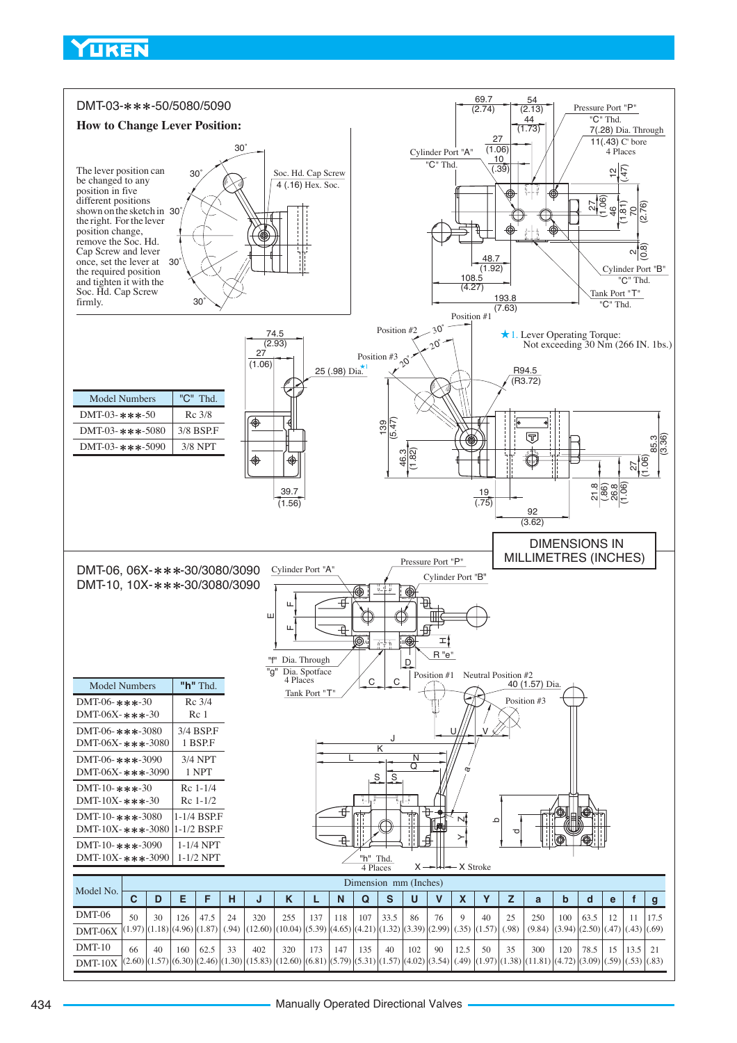## DMT-03-✱✱✱-50/5080/5090

### How to Change Lever Position:

The lever position can be changed to any position in five different positions shown on the sketch in the right. For the lever position change, remove the Soc. Hd. Cap Screw and lever once, set the lever at the required position and tighten it with the Soc. Hd. Cap Screw firmly.

Soc. Hd. Cap Screw 4 (.16) Hex. Soc.

★1. Lever Operating Torque: Not exceeding 30 Nm (266 IN. 1bs.)

| Model Numbers | "C" Thd. |
|---|---|
| DMT-03-✱✱✱-50 | Rc 3/8 |
| DMT-03-✱✱✱-5080 | 3/8 BSP.F |
| DMT-03-✱✱✱-5090 | 3/8 NPT |

DIMENSIONS IN MILLIMETRES (INCHES)

## DMT-06, 06X-✱✱✱-30/3080/3090
## DMT-10, 10X-✱✱✱-30/3080/3090

"f" Dia. Through
"g" Dia. Spotface
4 Places

"h" Thd.
4 Places

| Model Numbers | "h" Thd. |
|---|---|
| DMT-06-✱✱✱-30<br>DMT-06X-✱✱✱-30 | Rc 3/4<br>Rc 1 |
| DMT-06-✱✱✱-3080<br>DMT-06X-✱✱✱-3080 | 3/4 BSP.F<br>1 BSP.F |
| DMT-06-✱✱✱-3090<br>DMT-06X-✱✱✱-3090 | 3/4 NPT<br>1 NPT |
| DMT-10-✱✱✱-30<br>DMT-10X-✱✱✱-30 | Rc 1-1/4<br>Rc 1-1/2 |
| DMT-10-✱✱✱-3080<br>DMT-10X-✱✱✱-3080 | 1-1/4 BSP.F<br>1-1/2 BSP.F |
| DMT-10-✱✱✱-3090<br>DMT-10X-✱✱✱-3090 | 1-1/4 NPT<br>1-1/2 NPT |

| Model No. | Dimension mm (Inches) | | | | | | | | | | | | | | | | | | | | |
|---|---|---|---|---|---|---|---|---|---|---|---|---|---|---|---|---|---|---|---|---|---|
| | C | D | E | F | H | J | K | L | N | Q | S | U | V | X | Y | Z | a | b | d | e | f | g |
| DMT-06<br>DMT-06X | 50<br>(1.97) | 30<br>(1.18) | 126<br>(4.96) | 47.5<br>(1.87) | 24<br>(.94) | 320<br>(12.60) | 255<br>(10.04) | 137<br>(5.39) | 118<br>(4.65) | 107<br>(4.21) | 33.5<br>(1.32) | 86<br>(3.39) | 76<br>(2.99) | 9<br>(.35) | 40<br>(1.57) | 25<br>(.98) | 250<br>(9.84) | 100<br>(3.94) | 63.5<br>(2.50) | 12<br>(.47) | 11<br>(.43) | 17.5<br>(.69) |
| DMT-10<br>DMT-10X | 66<br>(2.60) | 40<br>(1.57) | 160<br>(6.30) | 62.5<br>(2.46) | 33<br>(1.30) | 402<br>(15.83) | 320<br>(12.60) | 173<br>(6.81) | 147<br>(5.79) | 135<br>(5.31) | 40<br>(1.57) | 102<br>(4.02) | 90<br>(3.54) | 12.5<br>(.49) | 50<br>(1.97) | 35<br>(1.38) | 300<br>(11.81) | 120<br>(4.72) | 78.5<br>(3.09) | 15<br>(.59) | 13.5<br>(.53) | 21<br>(.83) |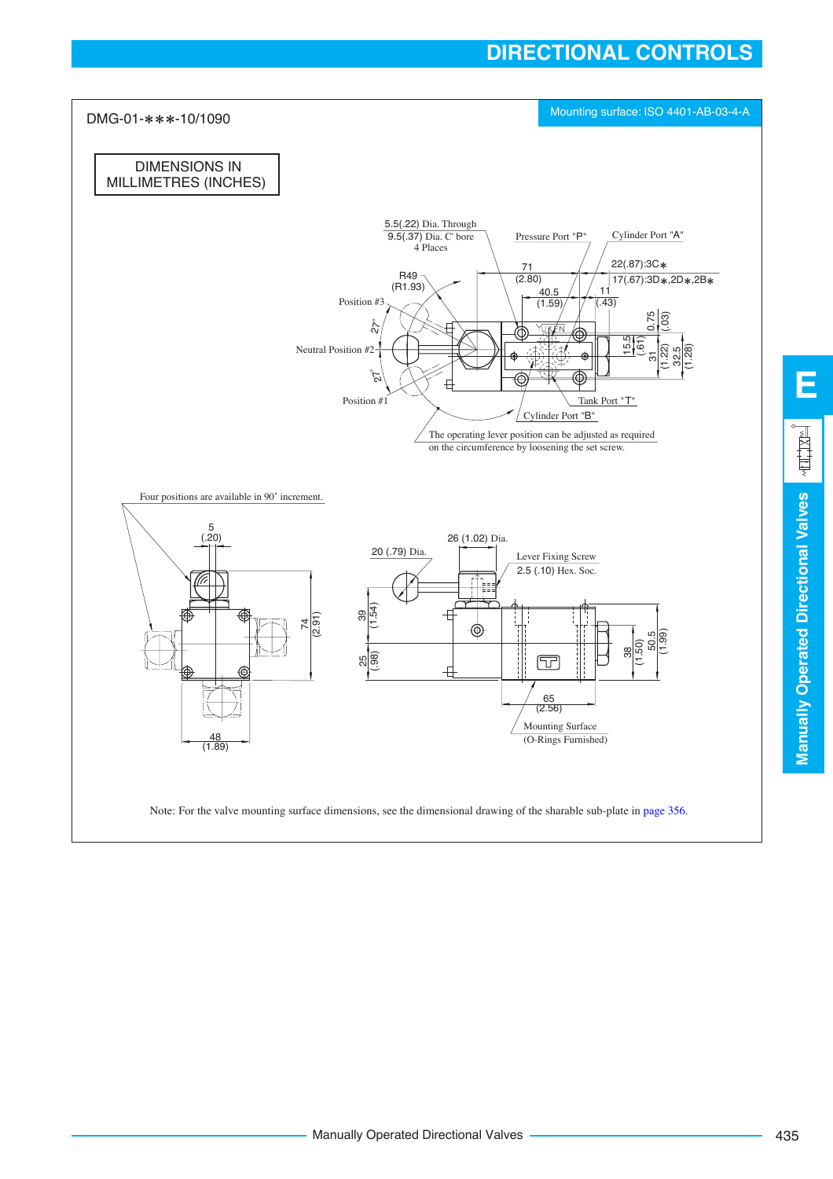# DIRECTIONAL CONTROLS

DMG-01-∗∗∗-10/1090

Mounting surface: ISO 4401-AB-03-4-A

DIMENSIONS IN MILLIMETRES (INCHES)

5.5(.22) Dia. Through
9.5(.37) Dia. C' bore
4 Places

Pressure Port "P"

Cylinder Port "A"

R49 (R1.93)

71 (2.80)

40.5 (1.59)

22(.87):3C∗

17(.67):3D∗,2D∗,2B∗

11 (.43)

Position #3

Neutral Position #2

Position #1

27°

27°

0.75 (.03)

15.5 (.61)

31 (1.22)

32.5 (1.28)

Tank Port "T"

Cylinder Port "B"

The operating lever position can be adjusted as required on the circumference by loosening the set screw.

Four positions are available in 90° increment.

5 (.20)

74 (2.91)

48 (1.89)

26 (1.02) Dia.

20 (.79) Dia.

Lever Fixing Screw
2.5 (.10) Hex. Soc.

39 (1.54)

25 (.98)

38 (1.50)

50.5 (1.99)

65 (2.56)

Mounting Surface
(O-Rings Furnished)

Note: For the valve mounting surface dimensions, see the dimensional drawing of the sharable sub-plate in page 356.

E

Manually Operated Directional Valves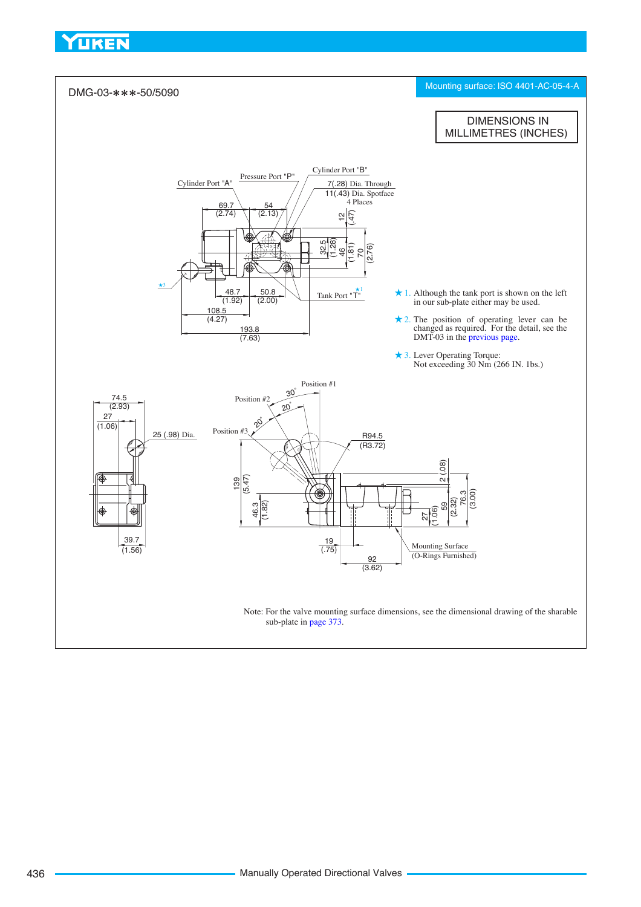DMG-03-∗∗∗-50/5090

Mounting surface: ISO 4401-AC-05-4-A

DIMENSIONS IN MILLIMETRES (INCHES)

★1. Although the tank port is shown on the left in our sub-plate either may be used.

★2. The position of operating lever can be changed as required. For the detail, see the DMT-03 in the previous page.

★3. Lever Operating Torque: Not exceeding 30 Nm (266 IN. 1bs.)

Note: For the valve mounting surface dimensions, see the dimensional drawing of the sharable sub-plate in page 373.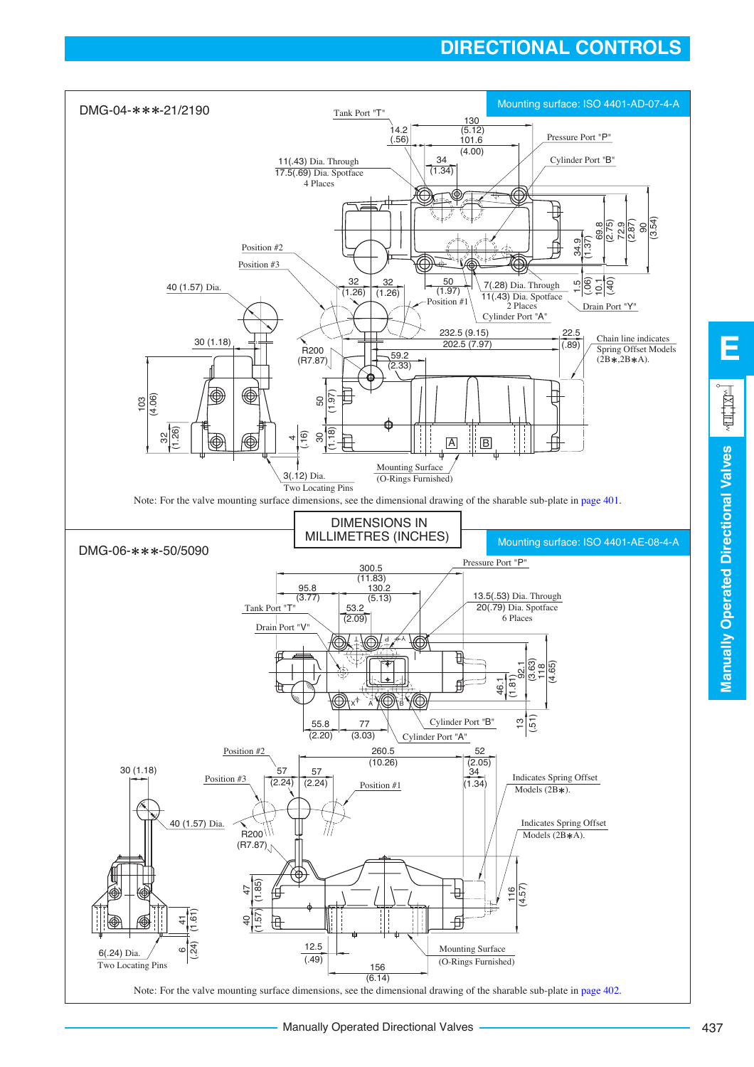# DIRECTIONAL CONTROLS

## DMG-04-∗∗∗-21/2190

Mounting surface: ISO 4401-AD-07-4-A

Tank Port "T"

Pressure Port "P"

Cylinder Port "B"

11(.43) Dia. Through
17.5(.69) Dia. Spotface
4 Places

Position #2

Position #3

Position #1

40 (1.57) Dia.

30 (1.18)

R200 (R7.87)

7(.28) Dia. Through
11(.43) Dia. Spotface
2 Places

Cylinder Port "A"

Drain Port "Y"

Chain line indicates Spring Offset Models (2B∗,2B∗A).

3(.12) Dia.
Two Locating Pins

Mounting Surface
(O-Rings Furnished)

Note: For the valve mounting surface dimensions, see the dimensional drawing of the sharable sub-plate in page 401.

**DIMENSIONS IN MILLIMETRES (INCHES)**

## DMG-06-∗∗∗-50/5090

Mounting surface: ISO 4401-AE-08-4-A

Pressure Port "P"

Tank Port "T"

Drain Port "V"

13.5(.53) Dia. Through
20(.79) Dia. Spotface
6 Places

Cylinder Port "B"

Cylinder Port "A"

Position #2

Position #3

Position #1

30 (1.18)

40 (1.57) Dia.

R200 (R7.87)

Indicates Spring Offset Models (2B∗).

Indicates Spring Offset Models (2B∗A).

6(.24) Dia.
Two Locating Pins

Mounting Surface
(O-Rings Furnished)

Note: For the valve mounting surface dimensions, see the dimensional drawing of the sharable sub-plate in page 402.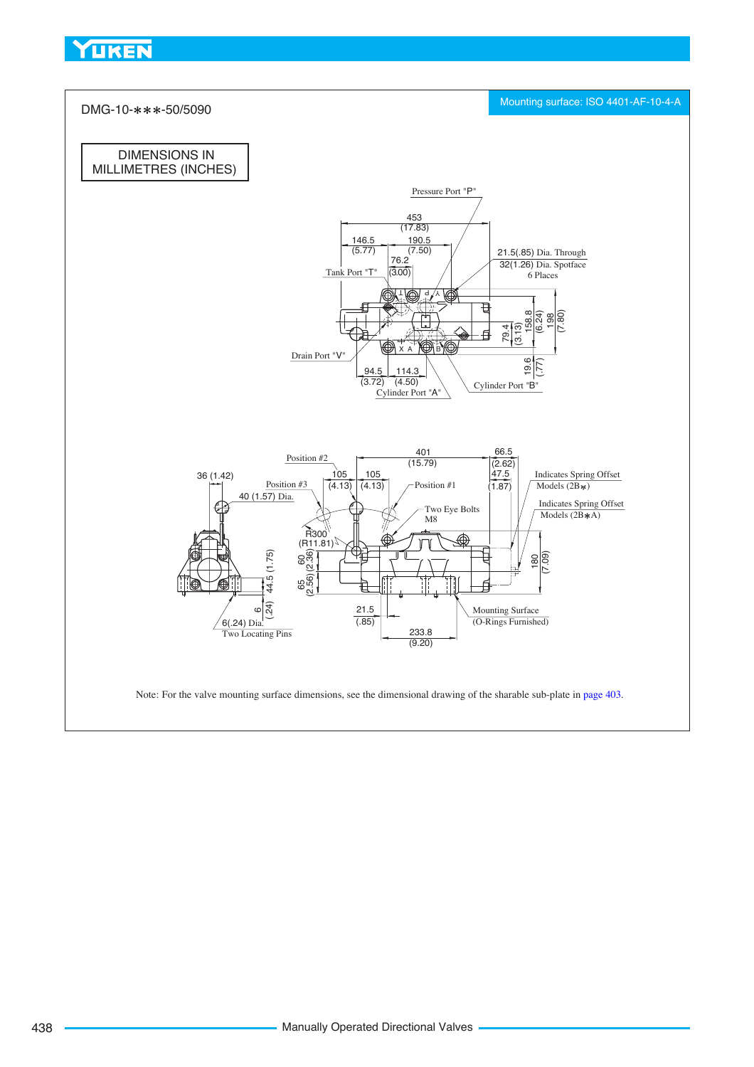DMG-10-∗∗∗-50/5090

Mounting surface: ISO 4401-AF-10-4-A

DIMENSIONS IN MILLIMETRES (INCHES)

Pressure Port "P"

453 (17.83)

146.5 (5.77)

190.5 (7.50)

76.2 (3.00)

Tank Port "T"

21.5(.85) Dia. Through
32(1.26) Dia. Spotface
6 Places

158.8 (6.24)

198 (7.80)

79.4 (3.13)

Drain Port "V"

94.5 (3.72)

114.3 (4.50)

Cylinder Port "A"

Cylinder Port "B"

19.6 (.77)

Position #2

401 (15.79)

66.5 (2.62)

47.5 (1.87)

36 (1.42)

Position #3

105 (4.13)

105 (4.13)

Position #1

Indicates Spring Offset Models (2B∗)

Indicates Spring Offset Models (2B∗A)

40 (1.57) Dia.

Two Eye Bolts M8

R300 (R11.81)

60 (2.36)

65 (2.56)

44.5 (1.75)

180 (7.09)

6 (.24)

6(.24) Dia.
Two Locating Pins

21.5 (.85)

233.8 (9.20)

Mounting Surface
(O-Rings Furnished)

Note: For the valve mounting surface dimensions, see the dimensional drawing of the sharable sub-plate in page 403.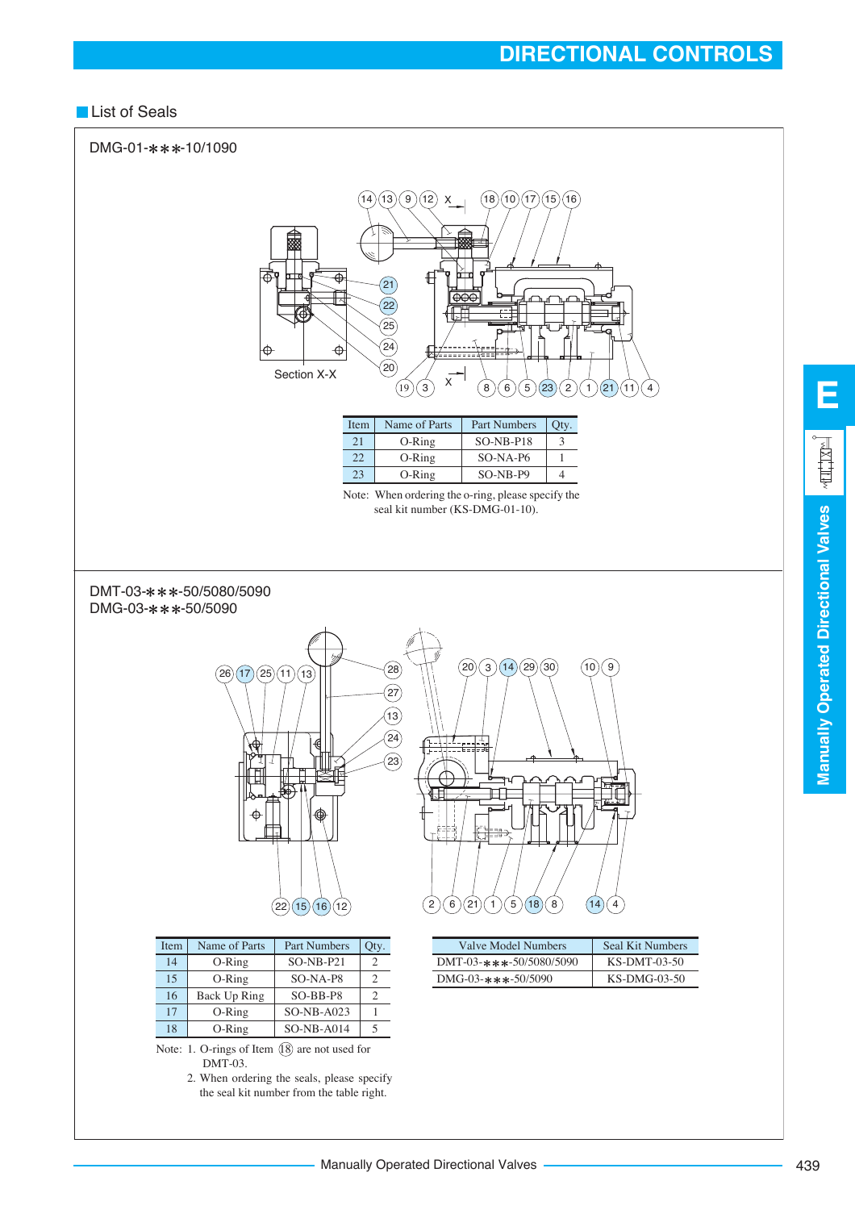## List of Seals

### DMG-01-∗∗∗-10/1090

Section X-X

| Item | Name of Parts | Part Numbers | Qty. |
|---|---|---|---|
| 21 | O-Ring | SO-NB-P18 | 3 |
| 22 | O-Ring | SO-NA-P6 | 1 |
| 23 | O-Ring | SO-NB-P9 | 4 |

Note: When ordering the o-ring, please specify the seal kit number (KS-DMG-01-10).

### DMT-03-∗∗∗-50/5080/5090
### DMG-03-∗∗∗-50/5090

| Item | Name of Parts | Part Numbers | Qty. |
|---|---|---|---|
| 14 | O-Ring | SO-NB-P21 | 2 |
| 15 | O-Ring | SO-NA-P8 | 2 |
| 16 | Back Up Ring | SO-BB-P8 | 2 |
| 17 | O-Ring | SO-NB-A023 | 1 |
| 18 | O-Ring | SO-NB-A014 | 5 |

Note: 1. O-rings of Item ⑱ are not used for DMT-03.
2. When ordering the seals, please specify the seal kit number from the table right.

| Valve Model Numbers | Seal Kit Numbers |
|---|---|
| DMT-03-∗∗∗-50/5080/5090 | KS-DMT-03-50 |
| DMG-03-∗∗∗-50/5090 | KS-DMG-03-50 |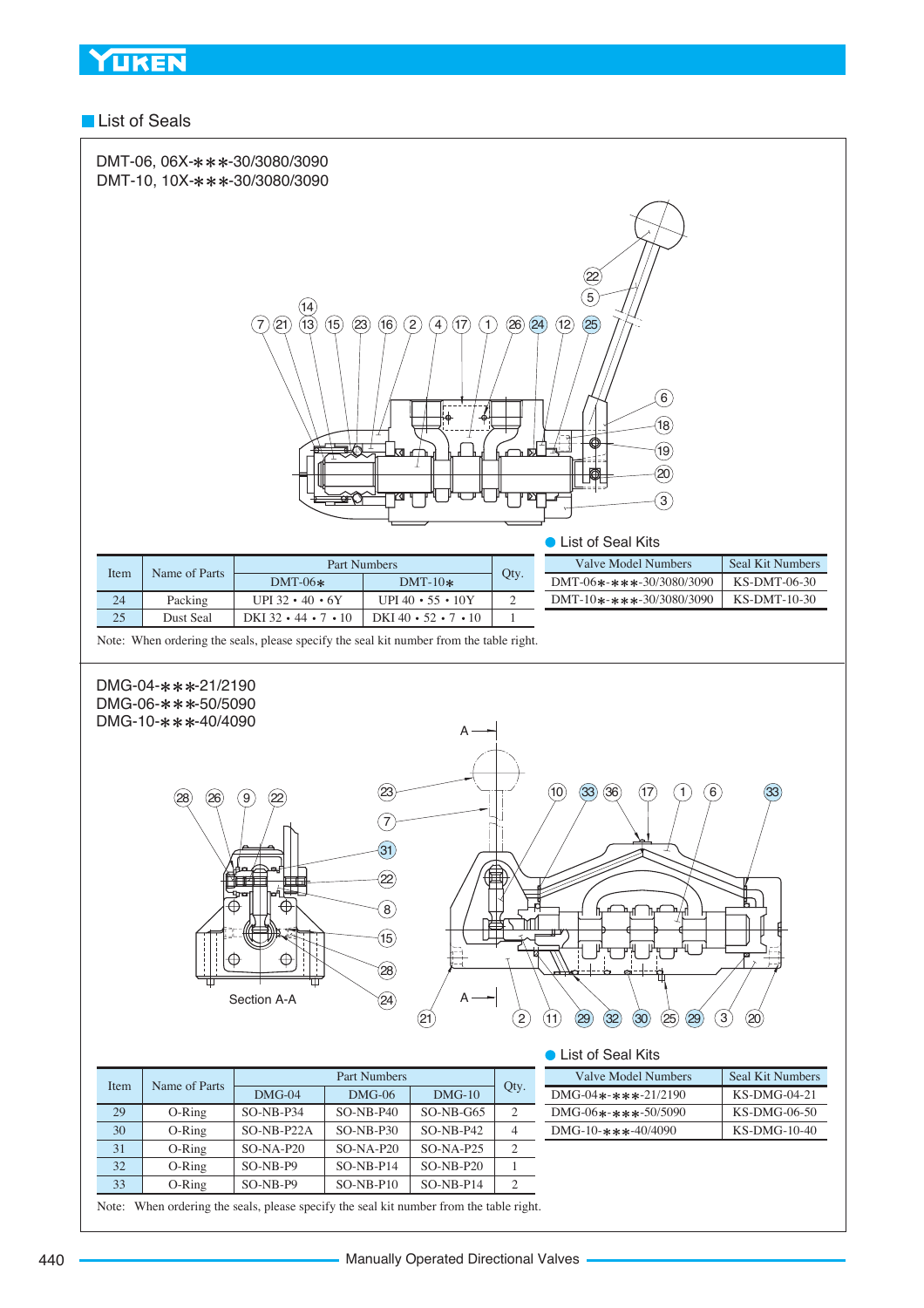## List of Seals

DMT-06, 06X-∗∗∗-30/3080/3090
DMT-10, 10X-∗∗∗-30/3080/3090

14, 7, 21, 13, 15, 23, 16, 2, 4, 17, 1, 26, 24, 12, 25, 22, 5, 6, 18, 19, 20, 3

| Item | Name of Parts | Part Numbers | | Qty. |
|---|---|---|---|---|
| | | DMT-06∗ | DMT-10∗ | |
| 24 | Packing | UPI 32 • 40 • 6Y | UPI 40 • 55 • 10Y | 2 |
| 25 | Dust Seal | DKI 32 • 44 • 7 • 10 | DKI 40 • 52 • 7 • 10 | 1 |

Note: When ordering the seals, please specify the seal kit number from the table right.

● List of Seal Kits

| Valve Model Numbers | Seal Kit Numbers |
|---|---|
| DMT-06∗-∗∗∗-30/3080/3090 | KS-DMT-06-30 |
| DMT-10∗-∗∗∗-30/3080/3090 | KS-DMT-10-30 |

DMG-04-∗∗∗-21/2190
DMG-06-∗∗∗-50/5090
DMG-10-∗∗∗-40/4090

28, 26, 9, 22, 23, 7, 31, 22, 8, 15, 28, 24, A, 10, 33, 36, 17, 1, 6, 33, 21, 2, 11, 29, 32, 30, 25, 29, 3, 20, A

Section A-A

| Item | Name of Parts | Part Numbers | | | Qty. |
|---|---|---|---|---|---|
| | | DMG-04 | DMG-06 | DMG-10 | |
| 29 | O-Ring | SO-NB-P34 | SO-NB-P40 | SO-NB-G65 | 2 |
| 30 | O-Ring | SO-NB-P22A | SO-NB-P30 | SO-NB-P42 | 4 |
| 31 | O-Ring | SO-NA-P20 | SO-NA-P20 | SO-NA-P25 | 2 |
| 32 | O-Ring | SO-NB-P9 | SO-NB-P14 | SO-NB-P20 | 1 |
| 33 | O-Ring | SO-NB-P9 | SO-NB-P10 | SO-NB-P14 | 2 |

Note: When ordering the seals, please specify the seal kit number from the table right.

● List of Seal Kits

| Valve Model Numbers | Seal Kit Numbers |
|---|---|
| DMG-04∗-∗∗∗-21/2190 | KS-DMG-04-21 |
| DMG-06∗-∗∗∗-50/5090 | KS-DMG-06-50 |
| DMG-10-∗∗∗-40/4090 | KS-DMG-10-40 |